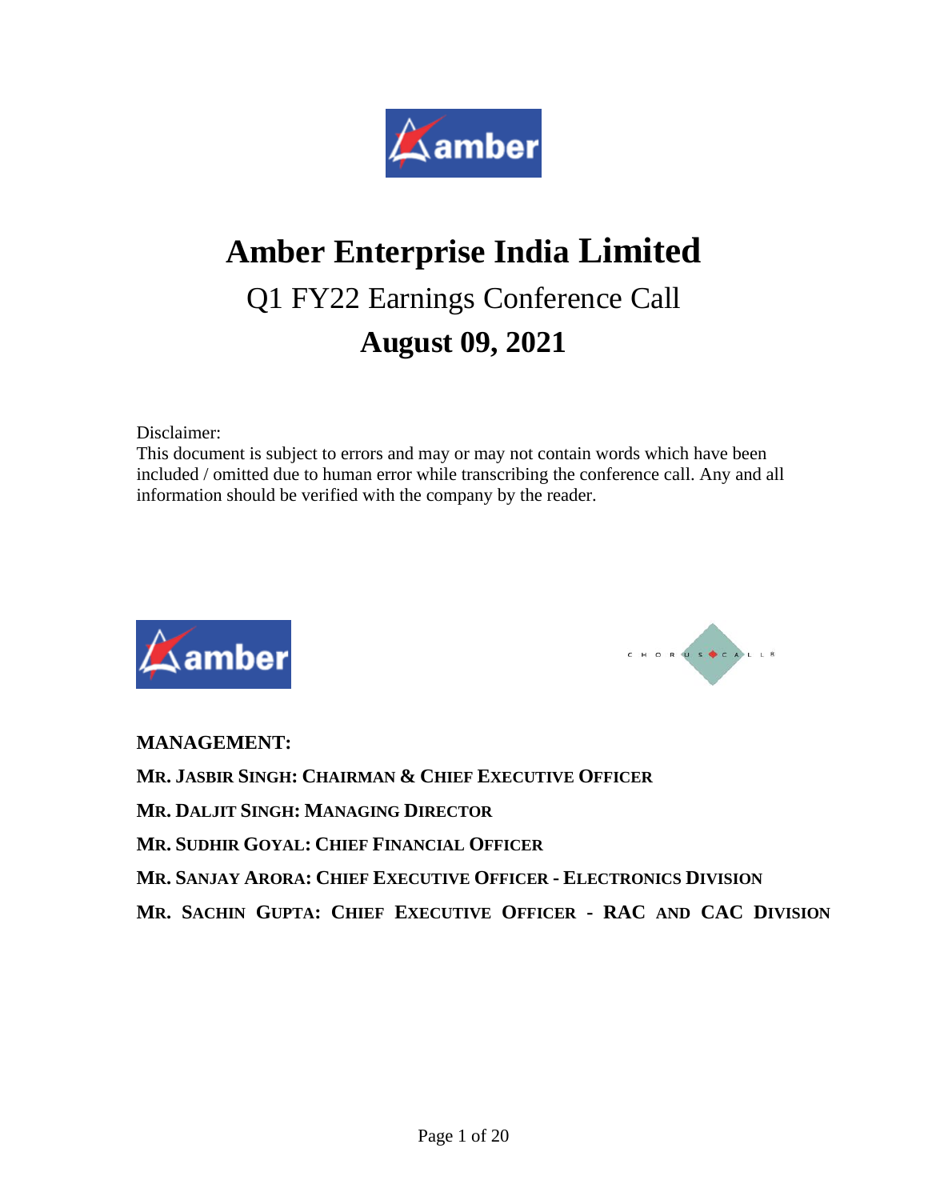# Amber Enterprise India Limited

## Q1 FY22 Earnings Conference Call

## August 09, 2021

Disclaimer:
This document is subject to errors and may or may not contain words which have been included / omitted due to human error while transcribing the conference call. Any and all information should be verified with the company by the reader.

**MANAGEMENT:**

**MR. JASBIR SINGH: CHAIRMAN & CHIEF EXECUTIVE OFFICER**

**MR. DALJIT SINGH: MANAGING DIRECTOR**

**MR. SUDHIR GOYAL: CHIEF FINANCIAL OFFICER**

**MR. SANJAY ARORA: CHIEF EXECUTIVE OFFICER - ELECTRONICS DIVISION**

**MR. SACHIN GUPTA: CHIEF EXECUTIVE OFFICER - RAC AND CAC DIVISION**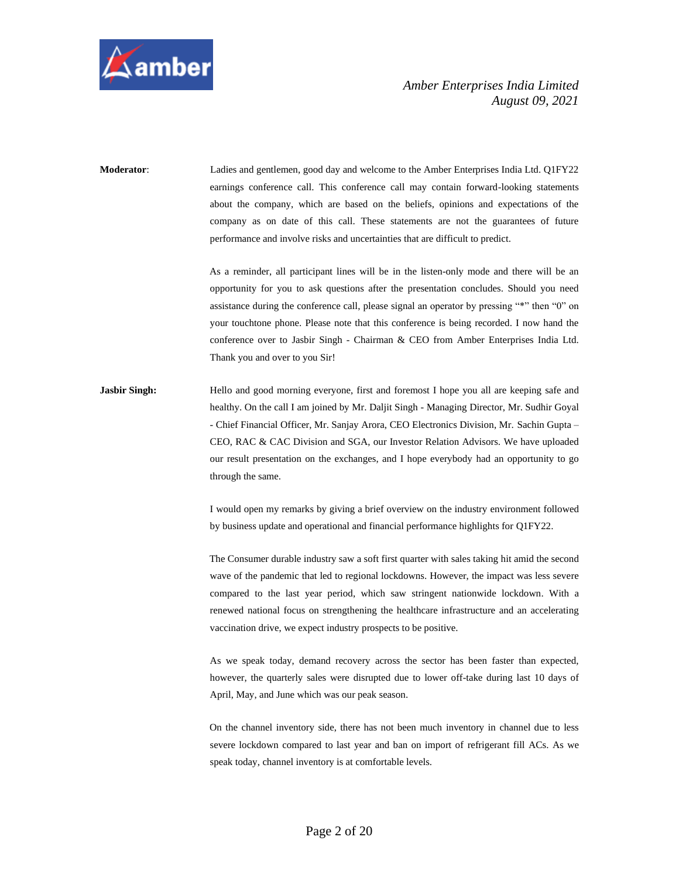**Moderator**: Ladies and gentlemen, good day and welcome to the Amber Enterprises India Ltd. Q1FY22 earnings conference call. This conference call may contain forward-looking statements about the company, which are based on the beliefs, opinions and expectations of the company as on date of this call. These statements are not the guarantees of future performance and involve risks and uncertainties that are difficult to predict.

As a reminder, all participant lines will be in the listen-only mode and there will be an opportunity for you to ask questions after the presentation concludes. Should you need assistance during the conference call, please signal an operator by pressing "*" then "0" on your touchtone phone. Please note that this conference is being recorded. I now hand the conference over to Jasbir Singh - Chairman & CEO from Amber Enterprises India Ltd. Thank you and over to you Sir!

**Jasbir Singh:** Hello and good morning everyone, first and foremost I hope you all are keeping safe and healthy. On the call I am joined by Mr. Daljit Singh - Managing Director, Mr. Sudhir Goyal - Chief Financial Officer, Mr. Sanjay Arora, CEO Electronics Division, Mr. Sachin Gupta – CEO, RAC & CAC Division and SGA, our Investor Relation Advisors. We have uploaded our result presentation on the exchanges, and I hope everybody had an opportunity to go through the same.

I would open my remarks by giving a brief overview on the industry environment followed by business update and operational and financial performance highlights for Q1FY22.

The Consumer durable industry saw a soft first quarter with sales taking hit amid the second wave of the pandemic that led to regional lockdowns. However, the impact was less severe compared to the last year period, which saw stringent nationwide lockdown. With a renewed national focus on strengthening the healthcare infrastructure and an accelerating vaccination drive, we expect industry prospects to be positive.

As we speak today, demand recovery across the sector has been faster than expected, however, the quarterly sales were disrupted due to lower off-take during last 10 days of April, May, and June which was our peak season.

On the channel inventory side, there has not been much inventory in channel due to less severe lockdown compared to last year and ban on import of refrigerant fill ACs. As we speak today, channel inventory is at comfortable levels.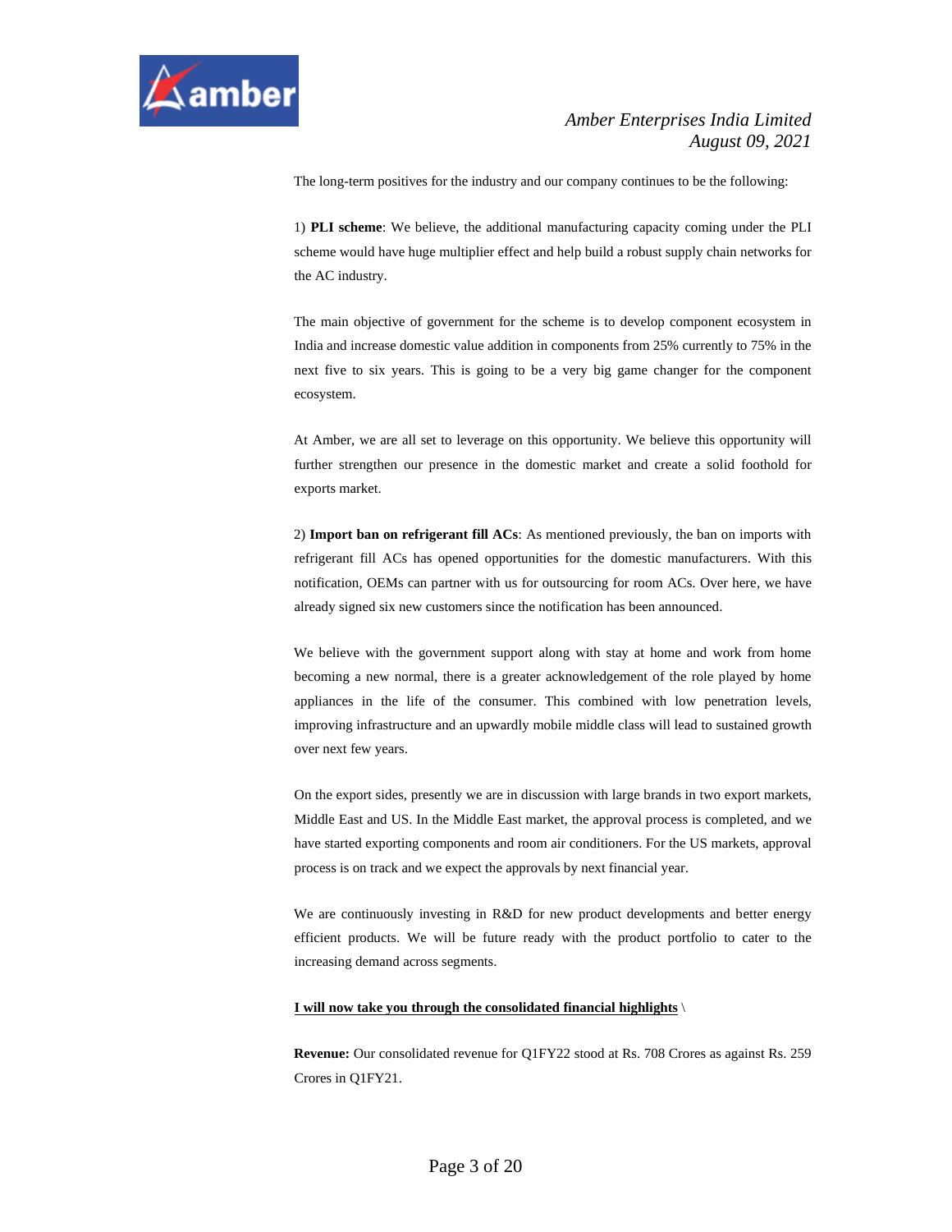The long-term positives for the industry and our company continues to be the following:

1) **PLI scheme**: We believe, the additional manufacturing capacity coming under the PLI scheme would have huge multiplier effect and help build a robust supply chain networks for the AC industry.

The main objective of government for the scheme is to develop component ecosystem in India and increase domestic value addition in components from 25% currently to 75% in the next five to six years. This is going to be a very big game changer for the component ecosystem.

At Amber, we are all set to leverage on this opportunity. We believe this opportunity will further strengthen our presence in the domestic market and create a solid foothold for exports market.

2) **Import ban on refrigerant fill ACs**: As mentioned previously, the ban on imports with refrigerant fill ACs has opened opportunities for the domestic manufacturers. With this notification, OEMs can partner with us for outsourcing for room ACs. Over here, we have already signed six new customers since the notification has been announced.

We believe with the government support along with stay at home and work from home becoming a new normal, there is a greater acknowledgement of the role played by home appliances in the life of the consumer. This combined with low penetration levels, improving infrastructure and an upwardly mobile middle class will lead to sustained growth over next few years.

On the export sides, presently we are in discussion with large brands in two export markets, Middle East and US. In the Middle East market, the approval process is completed, and we have started exporting components and room air conditioners. For the US markets, approval process is on track and we expect the approvals by next financial year.

We are continuously investing in R&D for new product developments and better energy efficient products. We will be future ready with the product portfolio to cater to the increasing demand across segments.

**I will now take you through the consolidated financial highlights** \

**Revenue:** Our consolidated revenue for Q1FY22 stood at Rs. 708 Crores as against Rs. 259 Crores in Q1FY21.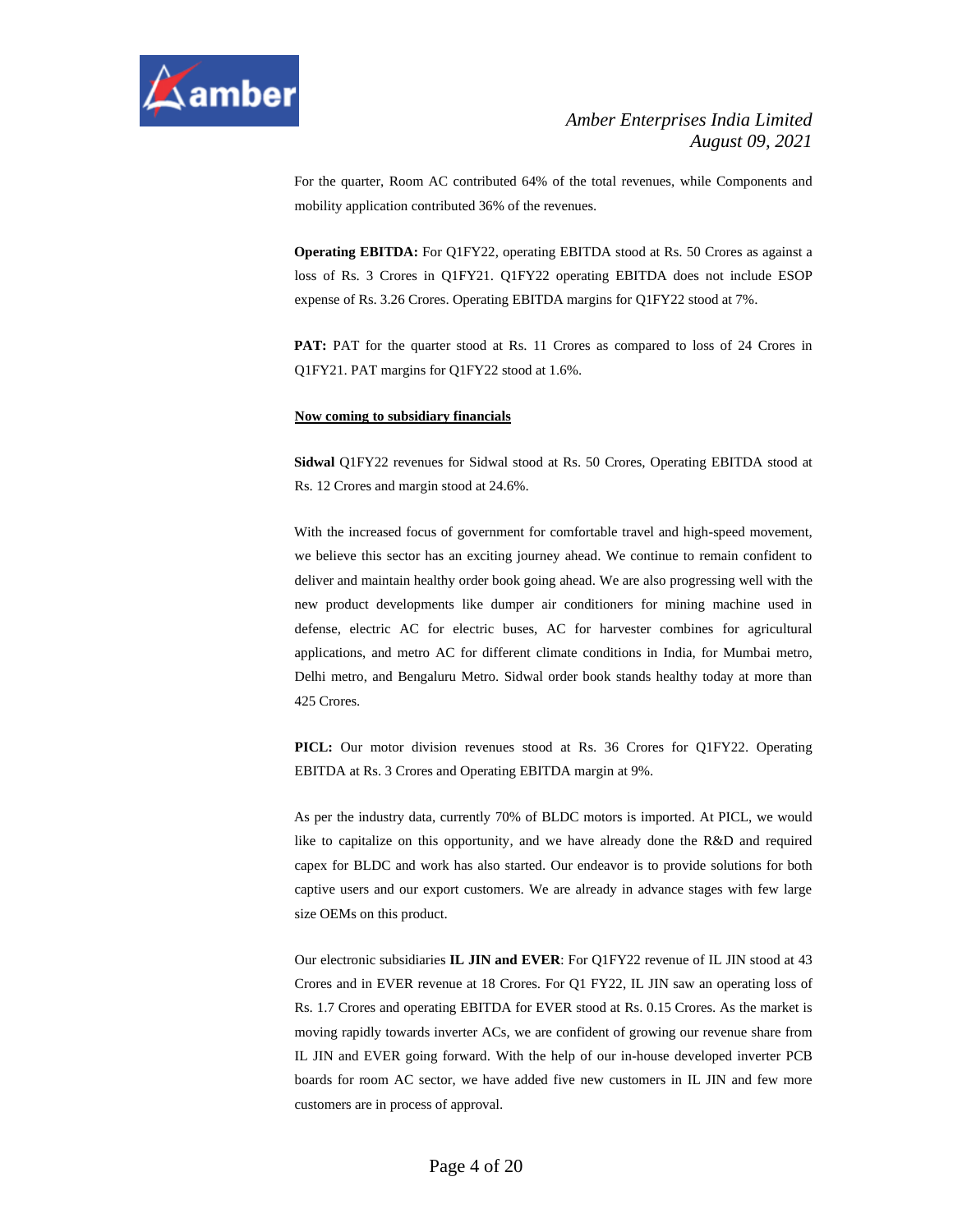For the quarter, Room AC contributed 64% of the total revenues, while Components and mobility application contributed 36% of the revenues.

**Operating EBITDA:** For Q1FY22, operating EBITDA stood at Rs. 50 Crores as against a loss of Rs. 3 Crores in Q1FY21. Q1FY22 operating EBITDA does not include ESOP expense of Rs. 3.26 Crores. Operating EBITDA margins for Q1FY22 stood at 7%.

**PAT:** PAT for the quarter stood at Rs. 11 Crores as compared to loss of 24 Crores in Q1FY21. PAT margins for Q1FY22 stood at 1.6%.

**Now coming to subsidiary financials**

**Sidwal** Q1FY22 revenues for Sidwal stood at Rs. 50 Crores, Operating EBITDA stood at Rs. 12 Crores and margin stood at 24.6%.

With the increased focus of government for comfortable travel and high-speed movement, we believe this sector has an exciting journey ahead. We continue to remain confident to deliver and maintain healthy order book going ahead. We are also progressing well with the new product developments like dumper air conditioners for mining machine used in defense, electric AC for electric buses, AC for harvester combines for agricultural applications, and metro AC for different climate conditions in India, for Mumbai metro, Delhi metro, and Bengaluru Metro. Sidwal order book stands healthy today at more than 425 Crores.

**PICL:** Our motor division revenues stood at Rs. 36 Crores for Q1FY22. Operating EBITDA at Rs. 3 Crores and Operating EBITDA margin at 9%.

As per the industry data, currently 70% of BLDC motors is imported. At PICL, we would like to capitalize on this opportunity, and we have already done the R&D and required capex for BLDC and work has also started. Our endeavor is to provide solutions for both captive users and our export customers. We are already in advance stages with few large size OEMs on this product.

Our electronic subsidiaries **IL JIN and EVER**: For Q1FY22 revenue of IL JIN stood at 43 Crores and in EVER revenue at 18 Crores. For Q1 FY22, IL JIN saw an operating loss of Rs. 1.7 Crores and operating EBITDA for EVER stood at Rs. 0.15 Crores. As the market is moving rapidly towards inverter ACs, we are confident of growing our revenue share from IL JIN and EVER going forward. With the help of our in-house developed inverter PCB boards for room AC sector, we have added five new customers in IL JIN and few more customers are in process of approval.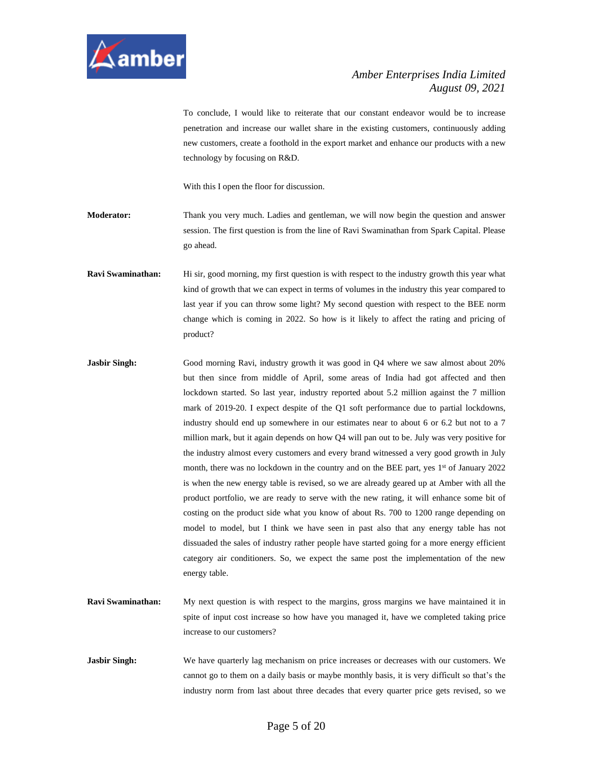To conclude, I would like to reiterate that our constant endeavor would be to increase penetration and increase our wallet share in the existing customers, continuously adding new customers, create a foothold in the export market and enhance our products with a new technology by focusing on R&D.

With this I open the floor for discussion.

**Moderator:** Thank you very much. Ladies and gentleman, we will now begin the question and answer session. The first question is from the line of Ravi Swaminathan from Spark Capital. Please go ahead.

**Ravi Swaminathan:** Hi sir, good morning, my first question is with respect to the industry growth this year what kind of growth that we can expect in terms of volumes in the industry this year compared to last year if you can throw some light? My second question with respect to the BEE norm change which is coming in 2022. So how is it likely to affect the rating and pricing of product?

**Jasbir Singh:** Good morning Ravi, industry growth it was good in Q4 where we saw almost about 20% but then since from middle of April, some areas of India had got affected and then lockdown started. So last year, industry reported about 5.2 million against the 7 million mark of 2019-20. I expect despite of the Q1 soft performance due to partial lockdowns, industry should end up somewhere in our estimates near to about 6 or 6.2 but not to a 7 million mark, but it again depends on how Q4 will pan out to be. July was very positive for the industry almost every customers and every brand witnessed a very good growth in July month, there was no lockdown in the country and on the BEE part, yes 1st of January 2022 is when the new energy table is revised, so we are already geared up at Amber with all the product portfolio, we are ready to serve with the new rating, it will enhance some bit of costing on the product side what you know of about Rs. 700 to 1200 range depending on model to model, but I think we have seen in past also that any energy table has not dissuaded the sales of industry rather people have started going for a more energy efficient category air conditioners. So, we expect the same post the implementation of the new energy table.

**Ravi Swaminathan:** My next question is with respect to the margins, gross margins we have maintained it in spite of input cost increase so how have you managed it, have we completed taking price increase to our customers?

**Jasbir Singh:** We have quarterly lag mechanism on price increases or decreases with our customers. We cannot go to them on a daily basis or maybe monthly basis, it is very difficult so that's the industry norm from last about three decades that every quarter price gets revised, so we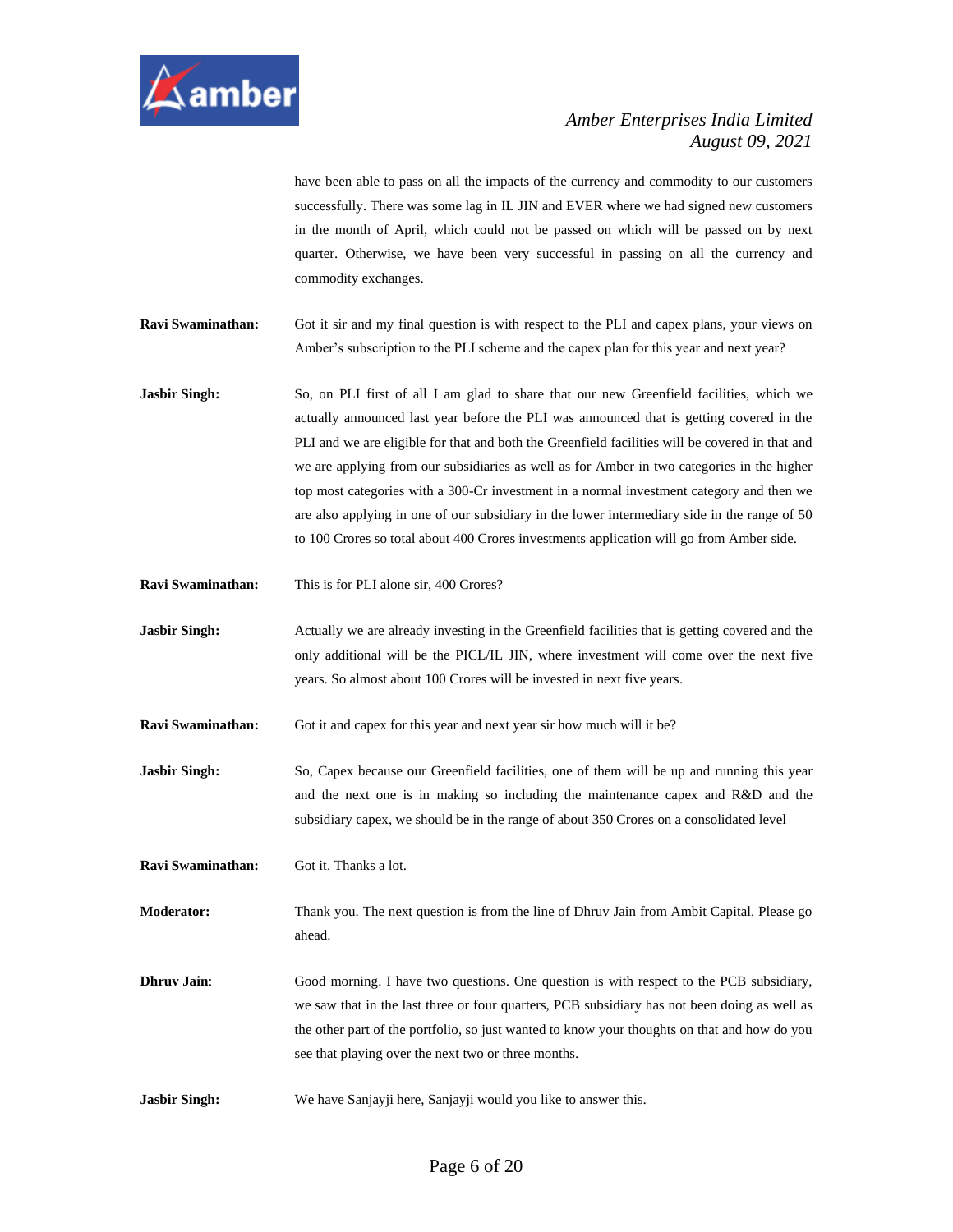have been able to pass on all the impacts of the currency and commodity to our customers successfully. There was some lag in IL JIN and EVER where we had signed new customers in the month of April, which could not be passed on which will be passed on by next quarter. Otherwise, we have been very successful in passing on all the currency and commodity exchanges.

**Ravi Swaminathan:** Got it sir and my final question is with respect to the PLI and capex plans, your views on Amber's subscription to the PLI scheme and the capex plan for this year and next year?

**Jasbir Singh:** So, on PLI first of all I am glad to share that our new Greenfield facilities, which we actually announced last year before the PLI was announced that is getting covered in the PLI and we are eligible for that and both the Greenfield facilities will be covered in that and we are applying from our subsidiaries as well as for Amber in two categories in the higher top most categories with a 300-Cr investment in a normal investment category and then we are also applying in one of our subsidiary in the lower intermediary side in the range of 50 to 100 Crores so total about 400 Crores investments application will go from Amber side.

**Ravi Swaminathan:** This is for PLI alone sir, 400 Crores?

**Jasbir Singh:** Actually we are already investing in the Greenfield facilities that is getting covered and the only additional will be the PICL/IL JIN, where investment will come over the next five years. So almost about 100 Crores will be invested in next five years.

**Ravi Swaminathan:** Got it and capex for this year and next year sir how much will it be?

**Jasbir Singh:** So, Capex because our Greenfield facilities, one of them will be up and running this year and the next one is in making so including the maintenance capex and R&D and the subsidiary capex, we should be in the range of about 350 Crores on a consolidated level

**Ravi Swaminathan:** Got it. Thanks a lot.

**Moderator:** Thank you. The next question is from the line of Dhruv Jain from Ambit Capital. Please go ahead.

**Dhruv Jain:** Good morning. I have two questions. One question is with respect to the PCB subsidiary, we saw that in the last three or four quarters, PCB subsidiary has not been doing as well as the other part of the portfolio, so just wanted to know your thoughts on that and how do you see that playing over the next two or three months.

**Jasbir Singh:** We have Sanjayji here, Sanjayji would you like to answer this.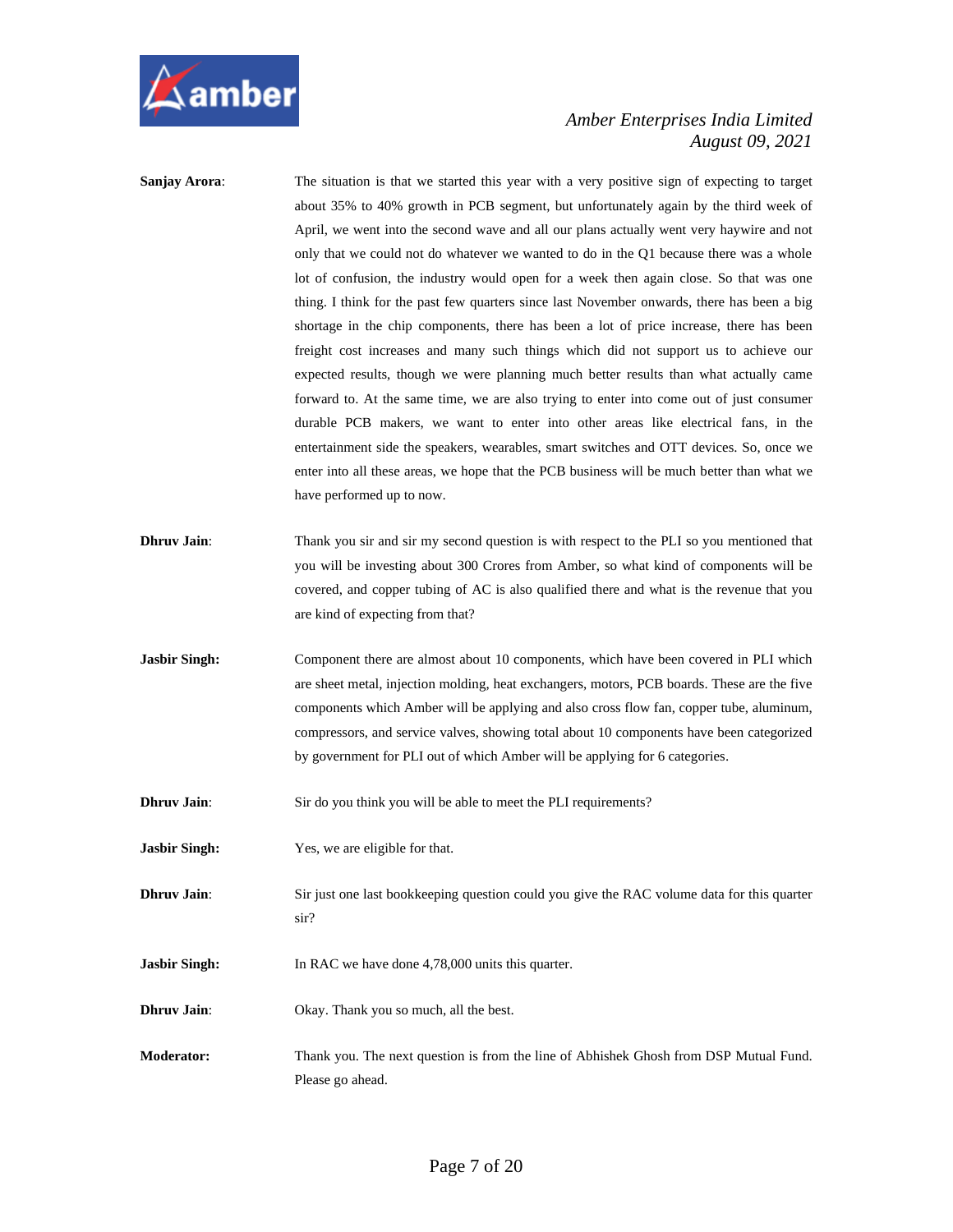**Sanjay Arora**: The situation is that we started this year with a very positive sign of expecting to target about 35% to 40% growth in PCB segment, but unfortunately again by the third week of April, we went into the second wave and all our plans actually went very haywire and not only that we could not do whatever we wanted to do in the Q1 because there was a whole lot of confusion, the industry would open for a week then again close. So that was one thing. I think for the past few quarters since last November onwards, there has been a big shortage in the chip components, there has been a lot of price increase, there has been freight cost increases and many such things which did not support us to achieve our expected results, though we were planning much better results than what actually came forward to. At the same time, we are also trying to enter into come out of just consumer durable PCB makers, we want to enter into other areas like electrical fans, in the entertainment side the speakers, wearables, smart switches and OTT devices. So, once we enter into all these areas, we hope that the PCB business will be much better than what we have performed up to now.

**Dhruv Jain**: Thank you sir and sir my second question is with respect to the PLI so you mentioned that you will be investing about 300 Crores from Amber, so what kind of components will be covered, and copper tubing of AC is also qualified there and what is the revenue that you are kind of expecting from that?

**Jasbir Singh:** Component there are almost about 10 components, which have been covered in PLI which are sheet metal, injection molding, heat exchangers, motors, PCB boards. These are the five components which Amber will be applying and also cross flow fan, copper tube, aluminum, compressors, and service valves, showing total about 10 components have been categorized by government for PLI out of which Amber will be applying for 6 categories.

**Dhruv Jain**: Sir do you think you will be able to meet the PLI requirements?

**Jasbir Singh:** Yes, we are eligible for that.

**Dhruv Jain**: Sir just one last bookkeeping question could you give the RAC volume data for this quarter sir?

**Jasbir Singh:** In RAC we have done 4,78,000 units this quarter.

**Dhruv Jain**: Okay. Thank you so much, all the best.

**Moderator:** Thank you. The next question is from the line of Abhishek Ghosh from DSP Mutual Fund. Please go ahead.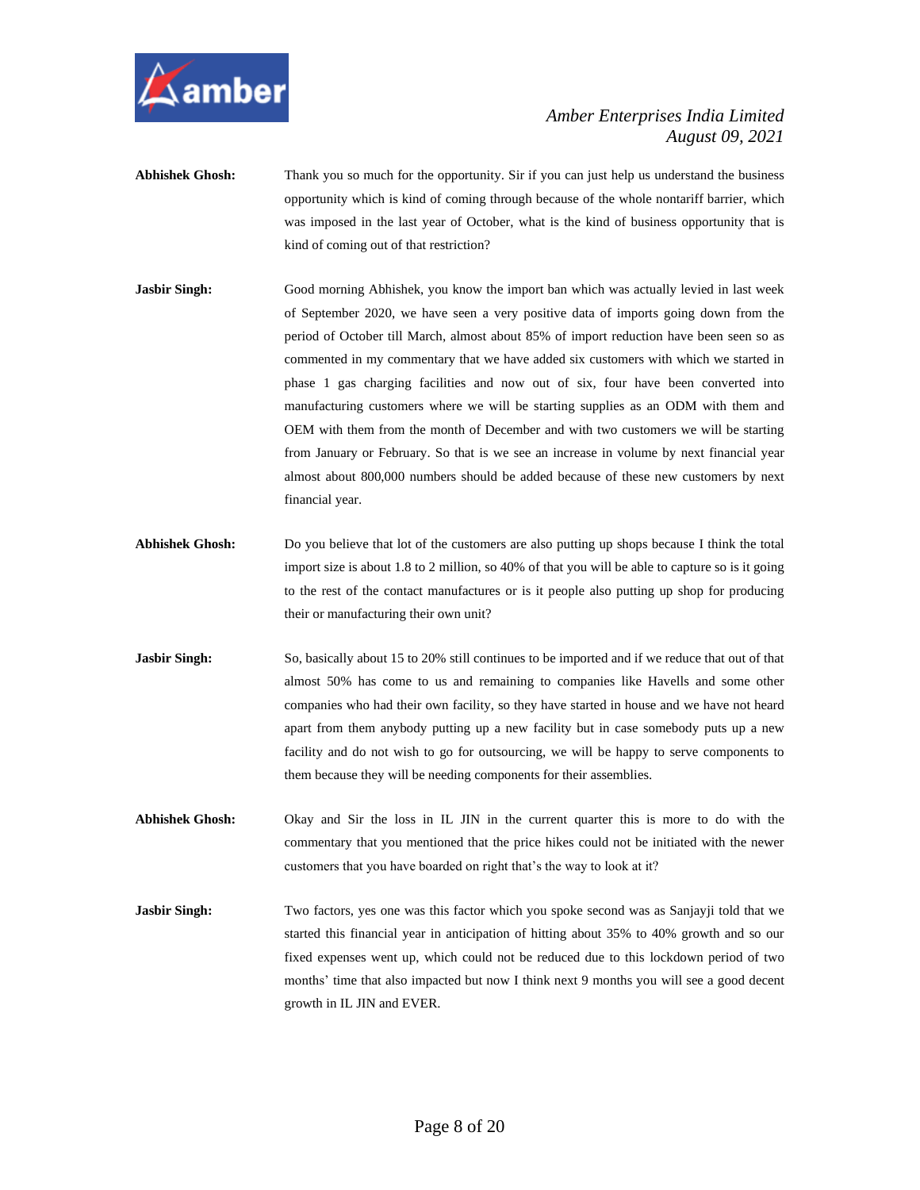**Abhishek Ghosh:** Thank you so much for the opportunity. Sir if you can just help us understand the business opportunity which is kind of coming through because of the whole nontariff barrier, which was imposed in the last year of October, what is the kind of business opportunity that is kind of coming out of that restriction?

**Jasbir Singh:** Good morning Abhishek, you know the import ban which was actually levied in last week of September 2020, we have seen a very positive data of imports going down from the period of October till March, almost about 85% of import reduction have been seen so as commented in my commentary that we have added six customers with which we started in phase 1 gas charging facilities and now out of six, four have been converted into manufacturing customers where we will be starting supplies as an ODM with them and OEM with them from the month of December and with two customers we will be starting from January or February. So that is we see an increase in volume by next financial year almost about 800,000 numbers should be added because of these new customers by next financial year.

**Abhishek Ghosh:** Do you believe that lot of the customers are also putting up shops because I think the total import size is about 1.8 to 2 million, so 40% of that you will be able to capture so is it going to the rest of the contact manufactures or is it people also putting up shop for producing their or manufacturing their own unit?

**Jasbir Singh:** So, basically about 15 to 20% still continues to be imported and if we reduce that out of that almost 50% has come to us and remaining to companies like Havells and some other companies who had their own facility, so they have started in house and we have not heard apart from them anybody putting up a new facility but in case somebody puts up a new facility and do not wish to go for outsourcing, we will be happy to serve components to them because they will be needing components for their assemblies.

**Abhishek Ghosh:** Okay and Sir the loss in IL JIN in the current quarter this is more to do with the commentary that you mentioned that the price hikes could not be initiated with the newer customers that you have boarded on right that's the way to look at it?

**Jasbir Singh:** Two factors, yes one was this factor which you spoke second was as Sanjayji told that we started this financial year in anticipation of hitting about 35% to 40% growth and so our fixed expenses went up, which could not be reduced due to this lockdown period of two months' time that also impacted but now I think next 9 months you will see a good decent growth in IL JIN and EVER.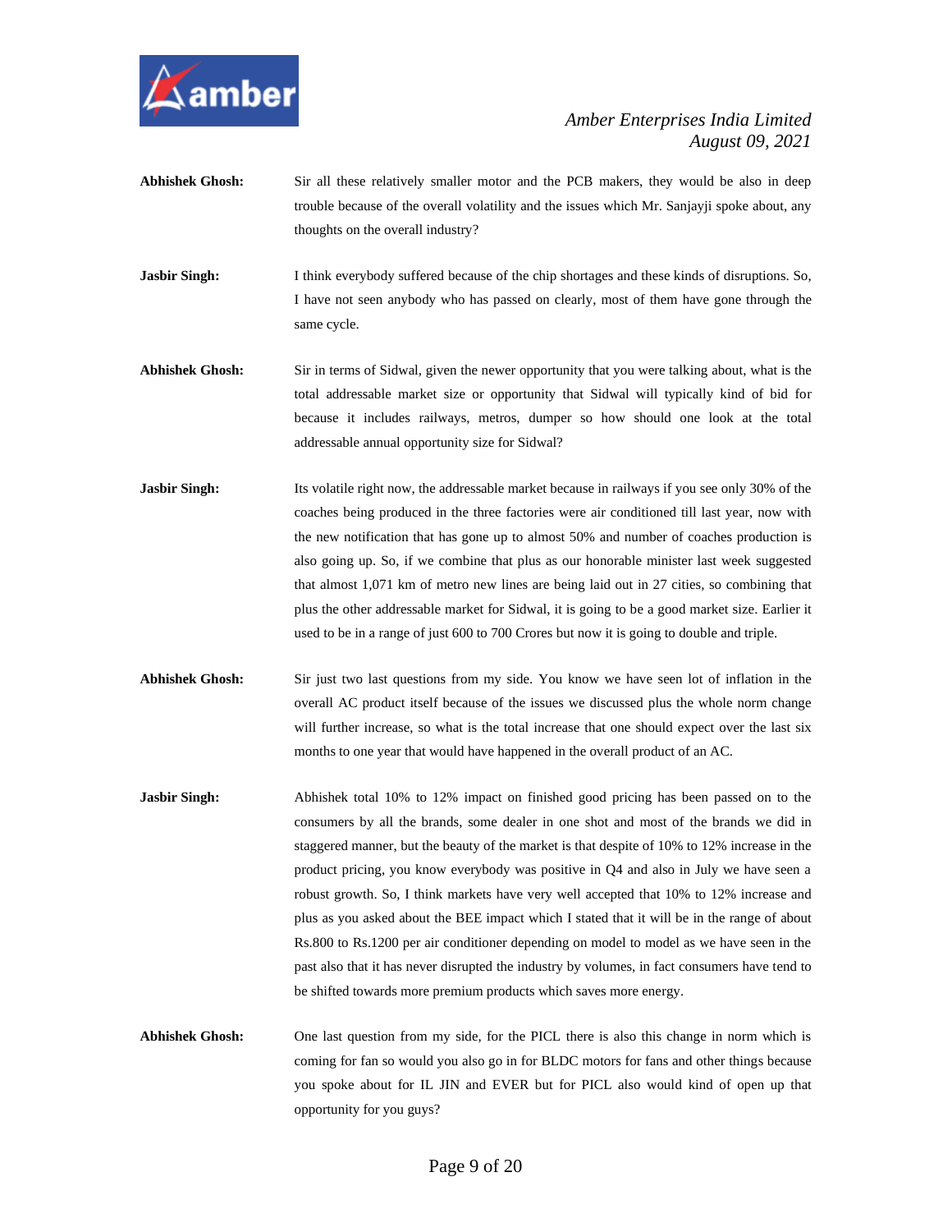**Abhishek Ghosh:** Sir all these relatively smaller motor and the PCB makers, they would be also in deep trouble because of the overall volatility and the issues which Mr. Sanjayji spoke about, any thoughts on the overall industry?

**Jasbir Singh:** I think everybody suffered because of the chip shortages and these kinds of disruptions. So, I have not seen anybody who has passed on clearly, most of them have gone through the same cycle.

**Abhishek Ghosh:** Sir in terms of Sidwal, given the newer opportunity that you were talking about, what is the total addressable market size or opportunity that Sidwal will typically kind of bid for because it includes railways, metros, dumper so how should one look at the total addressable annual opportunity size for Sidwal?

**Jasbir Singh:** Its volatile right now, the addressable market because in railways if you see only 30% of the coaches being produced in the three factories were air conditioned till last year, now with the new notification that has gone up to almost 50% and number of coaches production is also going up. So, if we combine that plus as our honorable minister last week suggested that almost 1,071 km of metro new lines are being laid out in 27 cities, so combining that plus the other addressable market for Sidwal, it is going to be a good market size. Earlier it used to be in a range of just 600 to 700 Crores but now it is going to double and triple.

**Abhishek Ghosh:** Sir just two last questions from my side. You know we have seen lot of inflation in the overall AC product itself because of the issues we discussed plus the whole norm change will further increase, so what is the total increase that one should expect over the last six months to one year that would have happened in the overall product of an AC.

**Jasbir Singh:** Abhishek total 10% to 12% impact on finished good pricing has been passed on to the consumers by all the brands, some dealer in one shot and most of the brands we did in staggered manner, but the beauty of the market is that despite of 10% to 12% increase in the product pricing, you know everybody was positive in Q4 and also in July we have seen a robust growth. So, I think markets have very well accepted that 10% to 12% increase and plus as you asked about the BEE impact which I stated that it will be in the range of about Rs.800 to Rs.1200 per air conditioner depending on model to model as we have seen in the past also that it has never disrupted the industry by volumes, in fact consumers have tend to be shifted towards more premium products which saves more energy.

**Abhishek Ghosh:** One last question from my side, for the PICL there is also this change in norm which is coming for fan so would you also go in for BLDC motors for fans and other things because you spoke about for IL JIN and EVER but for PICL also would kind of open up that opportunity for you guys?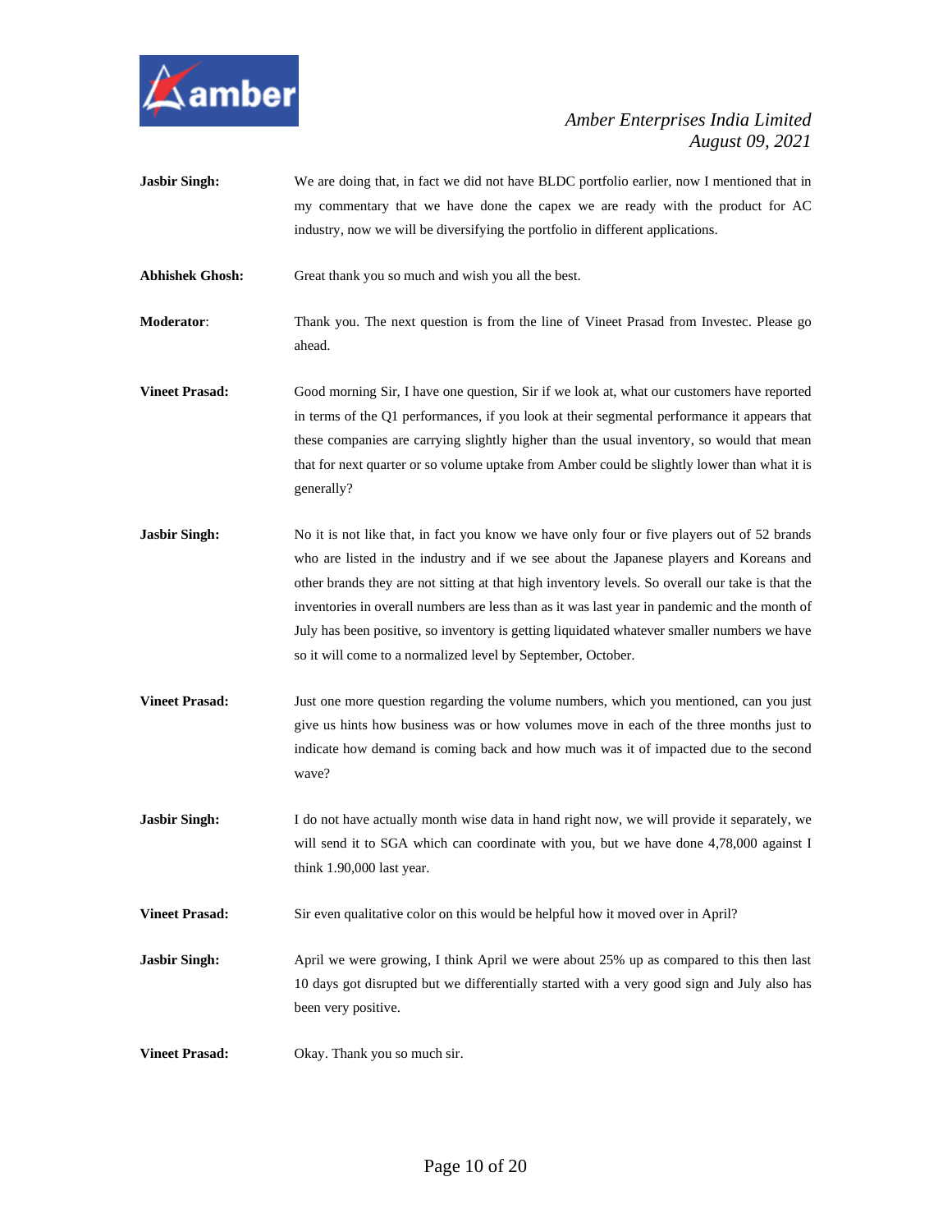**Jasbir Singh:** We are doing that, in fact we did not have BLDC portfolio earlier, now I mentioned that in my commentary that we have done the capex we are ready with the product for AC industry, now we will be diversifying the portfolio in different applications.

**Abhishek Ghosh:** Great thank you so much and wish you all the best.

**Moderator**: Thank you. The next question is from the line of Vineet Prasad from Investec. Please go ahead.

**Vineet Prasad:** Good morning Sir, I have one question, Sir if we look at, what our customers have reported in terms of the Q1 performances, if you look at their segmental performance it appears that these companies are carrying slightly higher than the usual inventory, so would that mean that for next quarter or so volume uptake from Amber could be slightly lower than what it is generally?

**Jasbir Singh:** No it is not like that, in fact you know we have only four or five players out of 52 brands who are listed in the industry and if we see about the Japanese players and Koreans and other brands they are not sitting at that high inventory levels. So overall our take is that the inventories in overall numbers are less than as it was last year in pandemic and the month of July has been positive, so inventory is getting liquidated whatever smaller numbers we have so it will come to a normalized level by September, October.

**Vineet Prasad:** Just one more question regarding the volume numbers, which you mentioned, can you just give us hints how business was or how volumes move in each of the three months just to indicate how demand is coming back and how much was it of impacted due to the second wave?

**Jasbir Singh:** I do not have actually month wise data in hand right now, we will provide it separately, we will send it to SGA which can coordinate with you, but we have done 4,78,000 against I think 1.90,000 last year.

**Vineet Prasad:** Sir even qualitative color on this would be helpful how it moved over in April?

**Jasbir Singh:** April we were growing, I think April we were about 25% up as compared to this then last 10 days got disrupted but we differentially started with a very good sign and July also has been very positive.

**Vineet Prasad:** Okay. Thank you so much sir.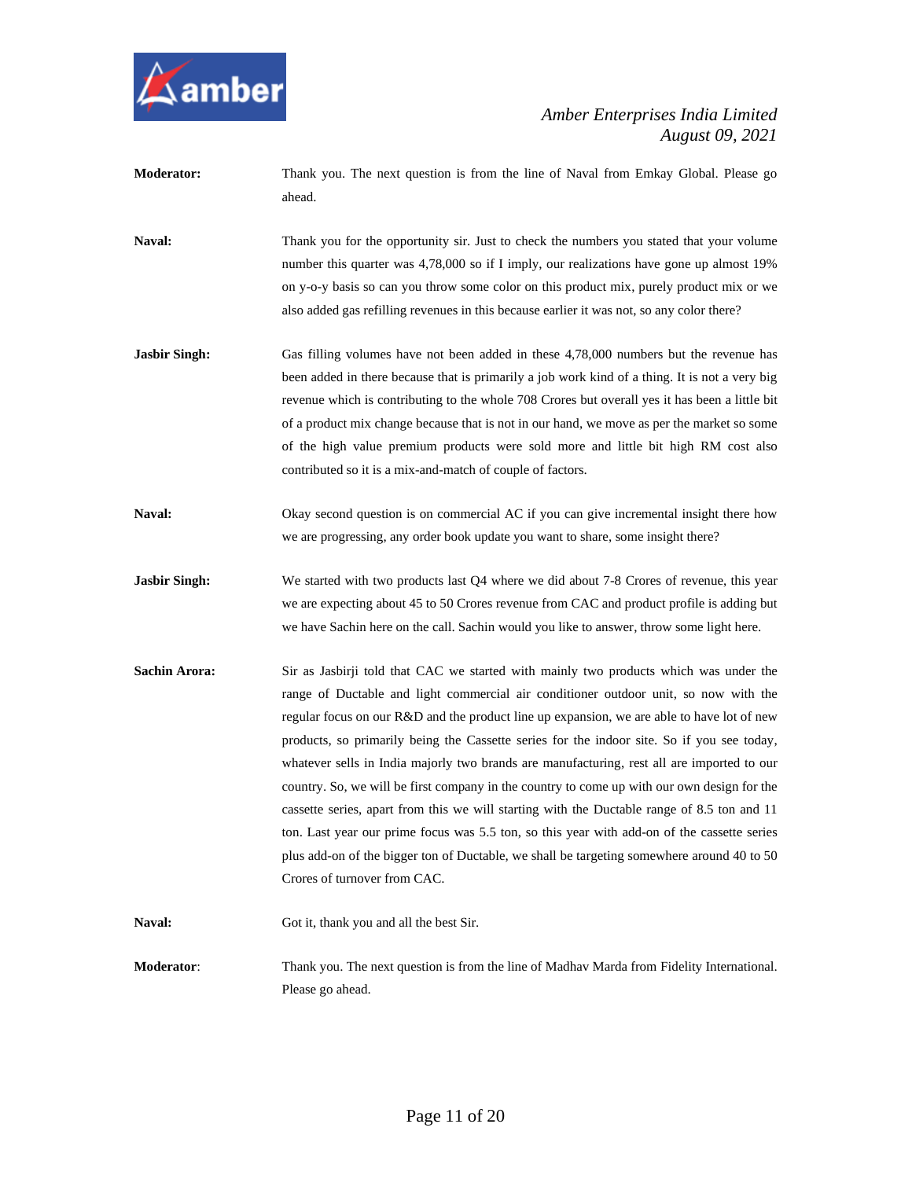**Moderator:** Thank you. The next question is from the line of Naval from Emkay Global. Please go ahead.

**Naval:** Thank you for the opportunity sir. Just to check the numbers you stated that your volume number this quarter was 4,78,000 so if I imply, our realizations have gone up almost 19% on y-o-y basis so can you throw some color on this product mix, purely product mix or we also added gas refilling revenues in this because earlier it was not, so any color there?

**Jasbir Singh:** Gas filling volumes have not been added in these 4,78,000 numbers but the revenue has been added in there because that is primarily a job work kind of a thing. It is not a very big revenue which is contributing to the whole 708 Crores but overall yes it has been a little bit of a product mix change because that is not in our hand, we move as per the market so some of the high value premium products were sold more and little bit high RM cost also contributed so it is a mix-and-match of couple of factors.

**Naval:** Okay second question is on commercial AC if you can give incremental insight there how we are progressing, any order book update you want to share, some insight there?

**Jasbir Singh:** We started with two products last Q4 where we did about 7-8 Crores of revenue, this year we are expecting about 45 to 50 Crores revenue from CAC and product profile is adding but we have Sachin here on the call. Sachin would you like to answer, throw some light here.

**Sachin Arora:** Sir as Jasbirji told that CAC we started with mainly two products which was under the range of Ductable and light commercial air conditioner outdoor unit, so now with the regular focus on our R&D and the product line up expansion, we are able to have lot of new products, so primarily being the Cassette series for the indoor site. So if you see today, whatever sells in India majorly two brands are manufacturing, rest all are imported to our country. So, we will be first company in the country to come up with our own design for the cassette series, apart from this we will starting with the Ductable range of 8.5 ton and 11 ton. Last year our prime focus was 5.5 ton, so this year with add-on of the cassette series plus add-on of the bigger ton of Ductable, we shall be targeting somewhere around 40 to 50 Crores of turnover from CAC.

**Naval:** Got it, thank you and all the best Sir.

**Moderator:** Thank you. The next question is from the line of Madhav Marda from Fidelity International. Please go ahead.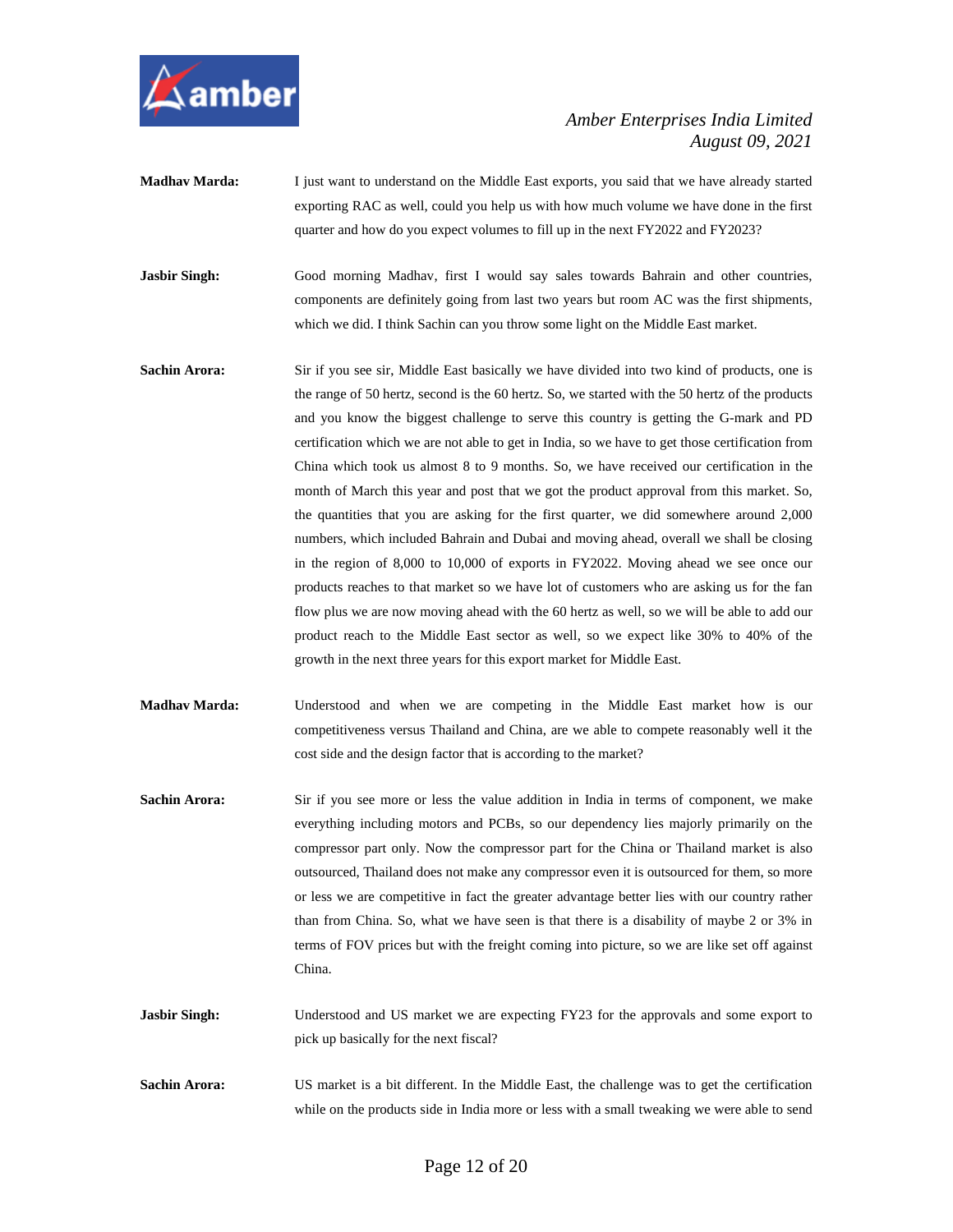**Madhav Marda:** I just want to understand on the Middle East exports, you said that we have already started exporting RAC as well, could you help us with how much volume we have done in the first quarter and how do you expect volumes to fill up in the next FY2022 and FY2023?

**Jasbir Singh:** Good morning Madhav, first I would say sales towards Bahrain and other countries, components are definitely going from last two years but room AC was the first shipments, which we did. I think Sachin can you throw some light on the Middle East market.

**Sachin Arora:** Sir if you see sir, Middle East basically we have divided into two kind of products, one is the range of 50 hertz, second is the 60 hertz. So, we started with the 50 hertz of the products and you know the biggest challenge to serve this country is getting the G-mark and PD certification which we are not able to get in India, so we have to get those certification from China which took us almost 8 to 9 months. So, we have received our certification in the month of March this year and post that we got the product approval from this market. So, the quantities that you are asking for the first quarter, we did somewhere around 2,000 numbers, which included Bahrain and Dubai and moving ahead, overall we shall be closing in the region of 8,000 to 10,000 of exports in FY2022. Moving ahead we see once our products reaches to that market so we have lot of customers who are asking us for the fan flow plus we are now moving ahead with the 60 hertz as well, so we will be able to add our product reach to the Middle East sector as well, so we expect like 30% to 40% of the growth in the next three years for this export market for Middle East.

**Madhav Marda:** Understood and when we are competing in the Middle East market how is our competitiveness versus Thailand and China, are we able to compete reasonably well it the cost side and the design factor that is according to the market?

**Sachin Arora:** Sir if you see more or less the value addition in India in terms of component, we make everything including motors and PCBs, so our dependency lies majorly primarily on the compressor part only. Now the compressor part for the China or Thailand market is also outsourced, Thailand does not make any compressor even it is outsourced for them, so more or less we are competitive in fact the greater advantage better lies with our country rather than from China. So, what we have seen is that there is a disability of maybe 2 or 3% in terms of FOV prices but with the freight coming into picture, so we are like set off against China.

**Jasbir Singh:** Understood and US market we are expecting FY23 for the approvals and some export to pick up basically for the next fiscal?

**Sachin Arora:** US market is a bit different. In the Middle East, the challenge was to get the certification while on the products side in India more or less with a small tweaking we were able to send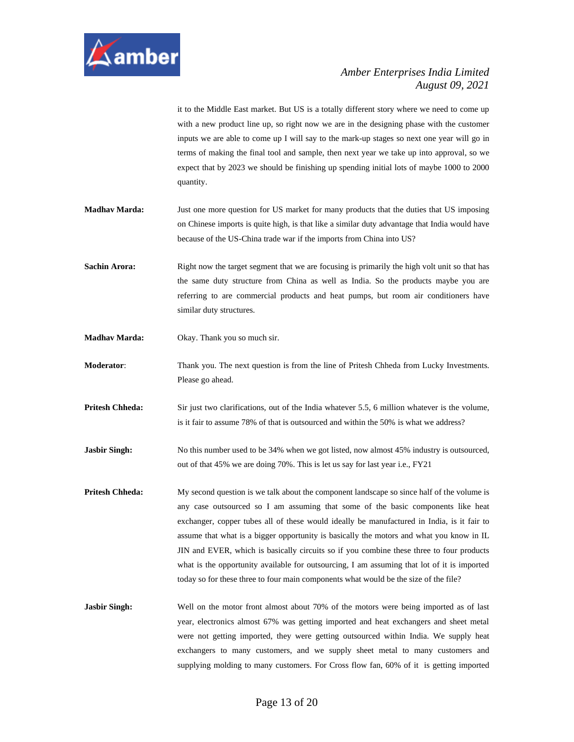it to the Middle East market. But US is a totally different story where we need to come up with a new product line up, so right now we are in the designing phase with the customer inputs we are able to come up I will say to the mark-up stages so next one year will go in terms of making the final tool and sample, then next year we take up into approval, so we expect that by 2023 we should be finishing up spending initial lots of maybe 1000 to 2000 quantity.

**Madhav Marda:** Just one more question for US market for many products that the duties that US imposing on Chinese imports is quite high, is that like a similar duty advantage that India would have because of the US-China trade war if the imports from China into US?

**Sachin Arora:** Right now the target segment that we are focusing is primarily the high volt unit so that has the same duty structure from China as well as India. So the products maybe you are referring to are commercial products and heat pumps, but room air conditioners have similar duty structures.

**Madhav Marda:** Okay. Thank you so much sir.

**Moderator**: Thank you. The next question is from the line of Pritesh Chheda from Lucky Investments. Please go ahead.

**Pritesh Chheda:** Sir just two clarifications, out of the India whatever 5.5, 6 million whatever is the volume, is it fair to assume 78% of that is outsourced and within the 50% is what we address?

**Jasbir Singh:** No this number used to be 34% when we got listed, now almost 45% industry is outsourced, out of that 45% we are doing 70%. This is let us say for last year i.e., FY21

**Pritesh Chheda:** My second question is we talk about the component landscape so since half of the volume is any case outsourced so I am assuming that some of the basic components like heat exchanger, copper tubes all of these would ideally be manufactured in India, is it fair to assume that what is a bigger opportunity is basically the motors and what you know in IL JIN and EVER, which is basically circuits so if you combine these three to four products what is the opportunity available for outsourcing, I am assuming that lot of it is imported today so for these three to four main components what would be the size of the file?

**Jasbir Singh:** Well on the motor front almost about 70% of the motors were being imported as of last year, electronics almost 67% was getting imported and heat exchangers and sheet metal were not getting imported, they were getting outsourced within India. We supply heat exchangers to many customers, and we supply sheet metal to many customers and supplying molding to many customers. For Cross flow fan, 60% of it is getting imported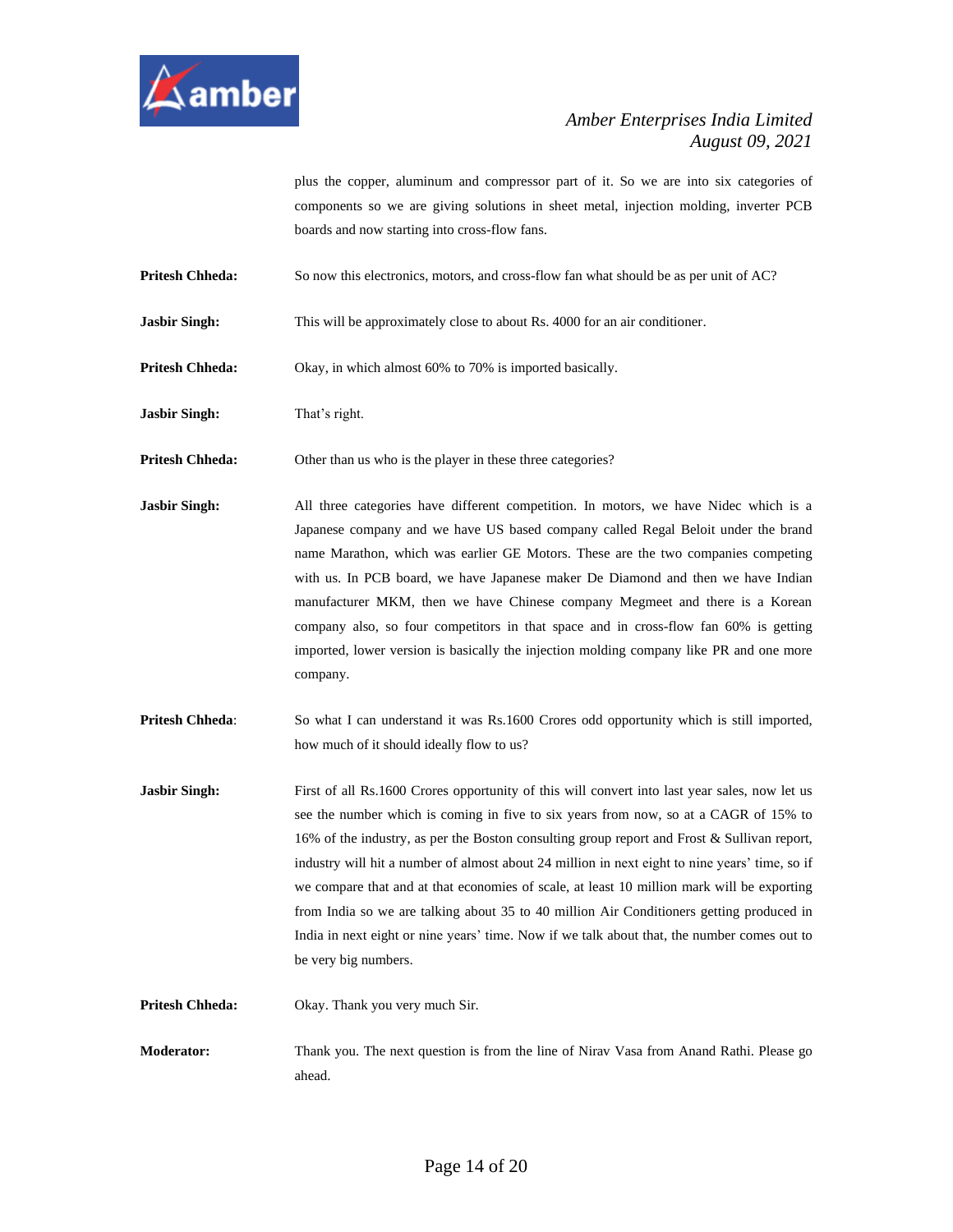plus the copper, aluminum and compressor part of it. So we are into six categories of components so we are giving solutions in sheet metal, injection molding, inverter PCB boards and now starting into cross-flow fans.

**Pritesh Chheda:** So now this electronics, motors, and cross-flow fan what should be as per unit of AC?

**Jasbir Singh:** This will be approximately close to about Rs. 4000 for an air conditioner.

**Pritesh Chheda:** Okay, in which almost 60% to 70% is imported basically.

**Jasbir Singh:** That's right.

**Pritesh Chheda:** Other than us who is the player in these three categories?

**Jasbir Singh:** All three categories have different competition. In motors, we have Nidec which is a Japanese company and we have US based company called Regal Beloit under the brand name Marathon, which was earlier GE Motors. These are the two companies competing with us. In PCB board, we have Japanese maker De Diamond and then we have Indian manufacturer MKM, then we have Chinese company Megmeet and there is a Korean company also, so four competitors in that space and in cross-flow fan 60% is getting imported, lower version is basically the injection molding company like PR and one more company.

**Pritesh Chheda**: So what I can understand it was Rs.1600 Crores odd opportunity which is still imported, how much of it should ideally flow to us?

**Jasbir Singh:** First of all Rs.1600 Crores opportunity of this will convert into last year sales, now let us see the number which is coming in five to six years from now, so at a CAGR of 15% to 16% of the industry, as per the Boston consulting group report and Frost & Sullivan report, industry will hit a number of almost about 24 million in next eight to nine years' time, so if we compare that and at that economies of scale, at least 10 million mark will be exporting from India so we are talking about 35 to 40 million Air Conditioners getting produced in India in next eight or nine years' time. Now if we talk about that, the number comes out to be very big numbers.

**Pritesh Chheda:** Okay. Thank you very much Sir.

**Moderator:** Thank you. The next question is from the line of Nirav Vasa from Anand Rathi. Please go ahead.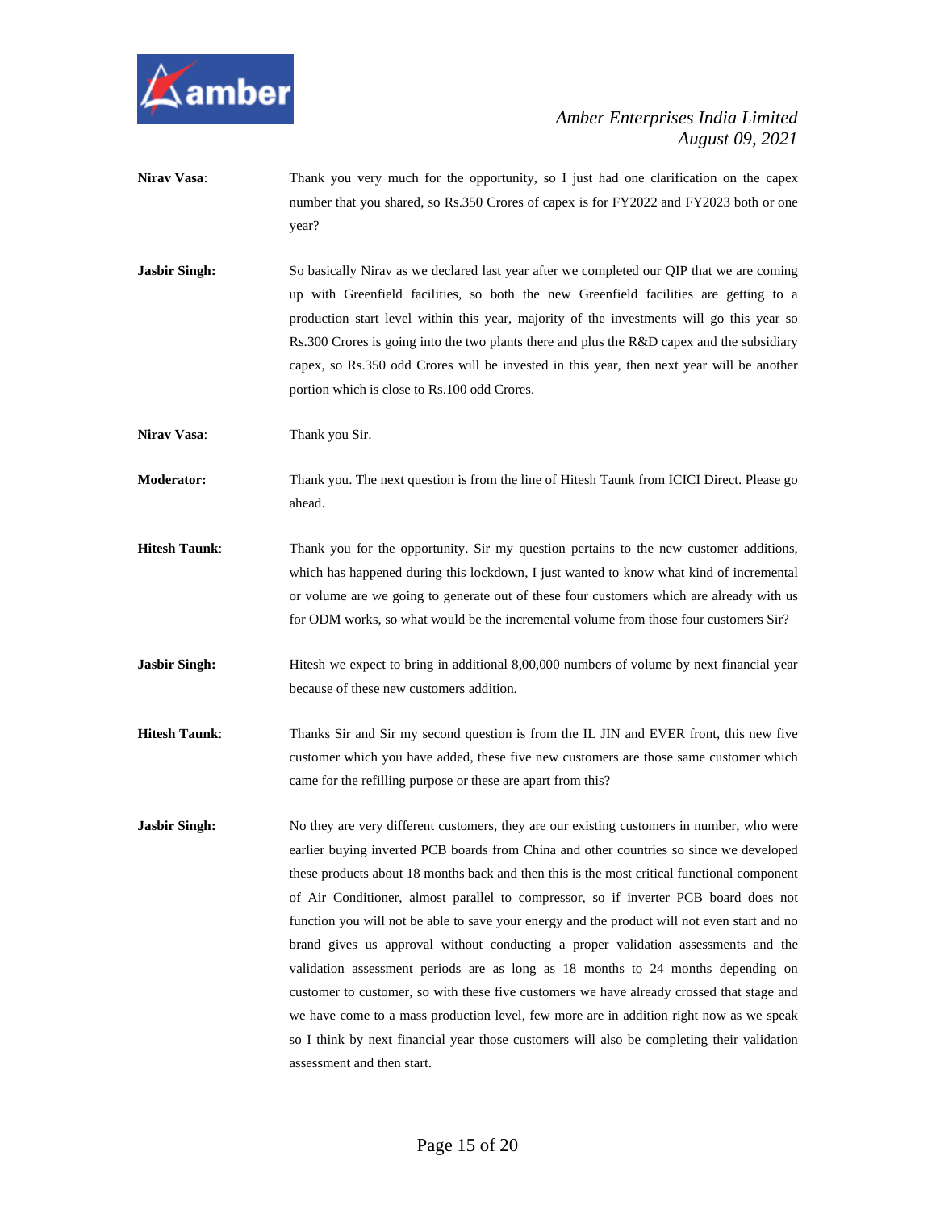**Nirav Vasa**: Thank you very much for the opportunity, so I just had one clarification on the capex number that you shared, so Rs.350 Crores of capex is for FY2022 and FY2023 both or one year?

**Jasbir Singh:** So basically Nirav as we declared last year after we completed our QIP that we are coming up with Greenfield facilities, so both the new Greenfield facilities are getting to a production start level within this year, majority of the investments will go this year so Rs.300 Crores is going into the two plants there and plus the R&D capex and the subsidiary capex, so Rs.350 odd Crores will be invested in this year, then next year will be another portion which is close to Rs.100 odd Crores.

**Nirav Vasa**: Thank you Sir.

**Moderator:** Thank you. The next question is from the line of Hitesh Taunk from ICICI Direct. Please go ahead.

**Hitesh Taunk**: Thank you for the opportunity. Sir my question pertains to the new customer additions, which has happened during this lockdown, I just wanted to know what kind of incremental or volume are we going to generate out of these four customers which are already with us for ODM works, so what would be the incremental volume from those four customers Sir?

**Jasbir Singh:** Hitesh we expect to bring in additional 8,00,000 numbers of volume by next financial year because of these new customers addition.

**Hitesh Taunk**: Thanks Sir and Sir my second question is from the IL JIN and EVER front, this new five customer which you have added, these five new customers are those same customer which came for the refilling purpose or these are apart from this?

**Jasbir Singh:** No they are very different customers, they are our existing customers in number, who were earlier buying inverted PCB boards from China and other countries so since we developed these products about 18 months back and then this is the most critical functional component of Air Conditioner, almost parallel to compressor, so if inverter PCB board does not function you will not be able to save your energy and the product will not even start and no brand gives us approval without conducting a proper validation assessments and the validation assessment periods are as long as 18 months to 24 months depending on customer to customer, so with these five customers we have already crossed that stage and we have come to a mass production level, few more are in addition right now as we speak so I think by next financial year those customers will also be completing their validation assessment and then start.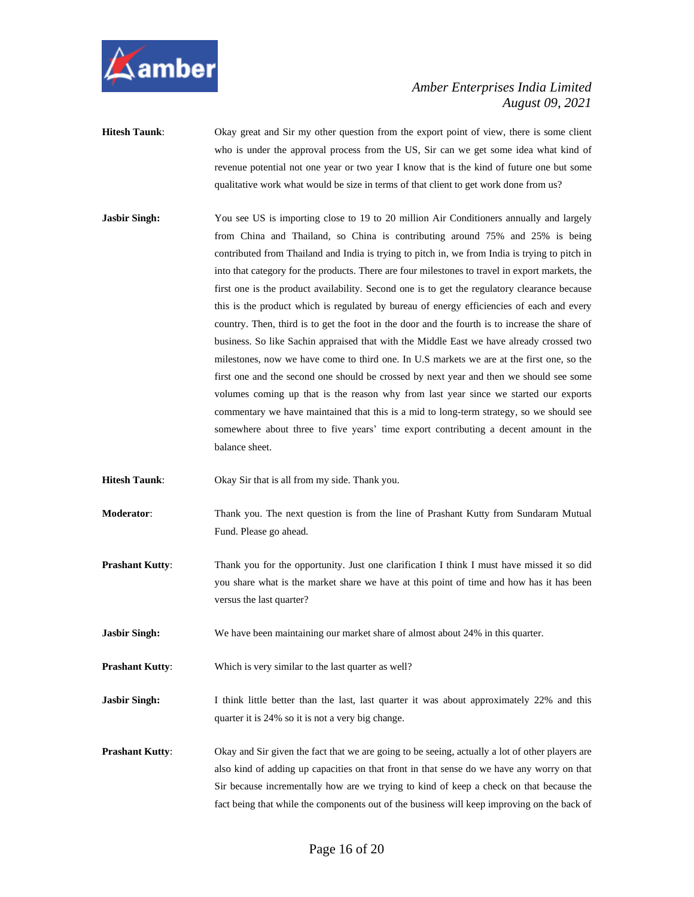**Hitesh Taunk**: Okay great and Sir my other question from the export point of view, there is some client who is under the approval process from the US, Sir can we get some idea what kind of revenue potential not one year or two year I know that is the kind of future one but some qualitative work what would be size in terms of that client to get work done from us?

**Jasbir Singh:** You see US is importing close to 19 to 20 million Air Conditioners annually and largely from China and Thailand, so China is contributing around 75% and 25% is being contributed from Thailand and India is trying to pitch in, we from India is trying to pitch in into that category for the products. There are four milestones to travel in export markets, the first one is the product availability. Second one is to get the regulatory clearance because this is the product which is regulated by bureau of energy efficiencies of each and every country. Then, third is to get the foot in the door and the fourth is to increase the share of business. So like Sachin appraised that with the Middle East we have already crossed two milestones, now we have come to third one. In U.S markets we are at the first one, so the first one and the second one should be crossed by next year and then we should see some volumes coming up that is the reason why from last year since we started our exports commentary we have maintained that this is a mid to long-term strategy, so we should see somewhere about three to five years' time export contributing a decent amount in the balance sheet.

**Hitesh Taunk**: Okay Sir that is all from my side. Thank you.

**Moderator**: Thank you. The next question is from the line of Prashant Kutty from Sundaram Mutual Fund. Please go ahead.

**Prashant Kutty**: Thank you for the opportunity. Just one clarification I think I must have missed it so did you share what is the market share we have at this point of time and how has it has been versus the last quarter?

**Jasbir Singh:** We have been maintaining our market share of almost about 24% in this quarter.

**Prashant Kutty**: Which is very similar to the last quarter as well?

**Jasbir Singh:** I think little better than the last, last quarter it was about approximately 22% and this quarter it is 24% so it is not a very big change.

**Prashant Kutty**: Okay and Sir given the fact that we are going to be seeing, actually a lot of other players are also kind of adding up capacities on that front in that sense do we have any worry on that Sir because incrementally how are we trying to kind of keep a check on that because the fact being that while the components out of the business will keep improving on the back of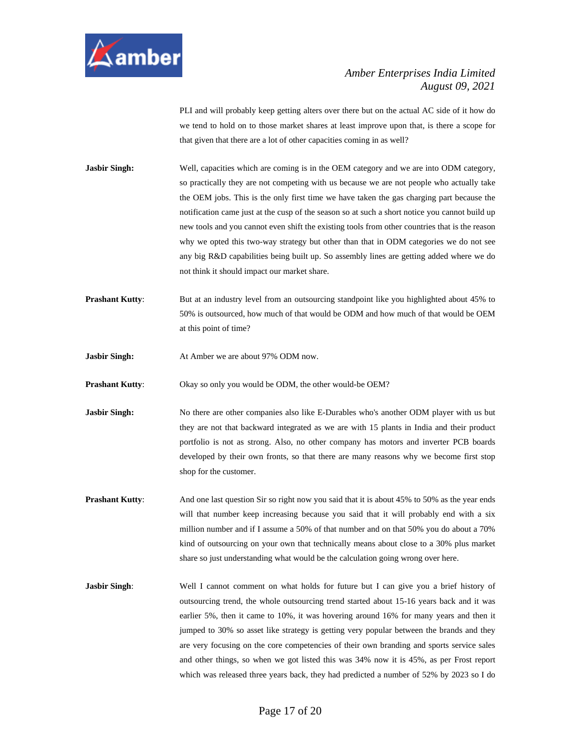PLI and will probably keep getting alters over there but on the actual AC side of it how do we tend to hold on to those market shares at least improve upon that, is there a scope for that given that there are a lot of other capacities coming in as well?

**Jasbir Singh:** Well, capacities which are coming is in the OEM category and we are into ODM category, so practically they are not competing with us because we are not people who actually take the OEM jobs. This is the only first time we have taken the gas charging part because the notification came just at the cusp of the season so at such a short notice you cannot build up new tools and you cannot even shift the existing tools from other countries that is the reason why we opted this two-way strategy but other than that in ODM categories we do not see any big R&D capabilities being built up. So assembly lines are getting added where we do not think it should impact our market share.

**Prashant Kutty**: But at an industry level from an outsourcing standpoint like you highlighted about 45% to 50% is outsourced, how much of that would be ODM and how much of that would be OEM at this point of time?

**Jasbir Singh:** At Amber we are about 97% ODM now.

**Prashant Kutty**: Okay so only you would be ODM, the other would-be OEM?

**Jasbir Singh:** No there are other companies also like E-Durables who's another ODM player with us but they are not that backward integrated as we are with 15 plants in India and their product portfolio is not as strong. Also, no other company has motors and inverter PCB boards developed by their own fronts, so that there are many reasons why we become first stop shop for the customer.

**Prashant Kutty**: And one last question Sir so right now you said that it is about 45% to 50% as the year ends will that number keep increasing because you said that it will probably end with a six million number and if I assume a 50% of that number and on that 50% you do about a 70% kind of outsourcing on your own that technically means about close to a 30% plus market share so just understanding what would be the calculation going wrong over here.

**Jasbir Singh**: Well I cannot comment on what holds for future but I can give you a brief history of outsourcing trend, the whole outsourcing trend started about 15-16 years back and it was earlier 5%, then it came to 10%, it was hovering around 16% for many years and then it jumped to 30% so asset like strategy is getting very popular between the brands and they are very focusing on the core competencies of their own branding and sports service sales and other things, so when we got listed this was 34% now it is 45%, as per Frost report which was released three years back, they had predicted a number of 52% by 2023 so I do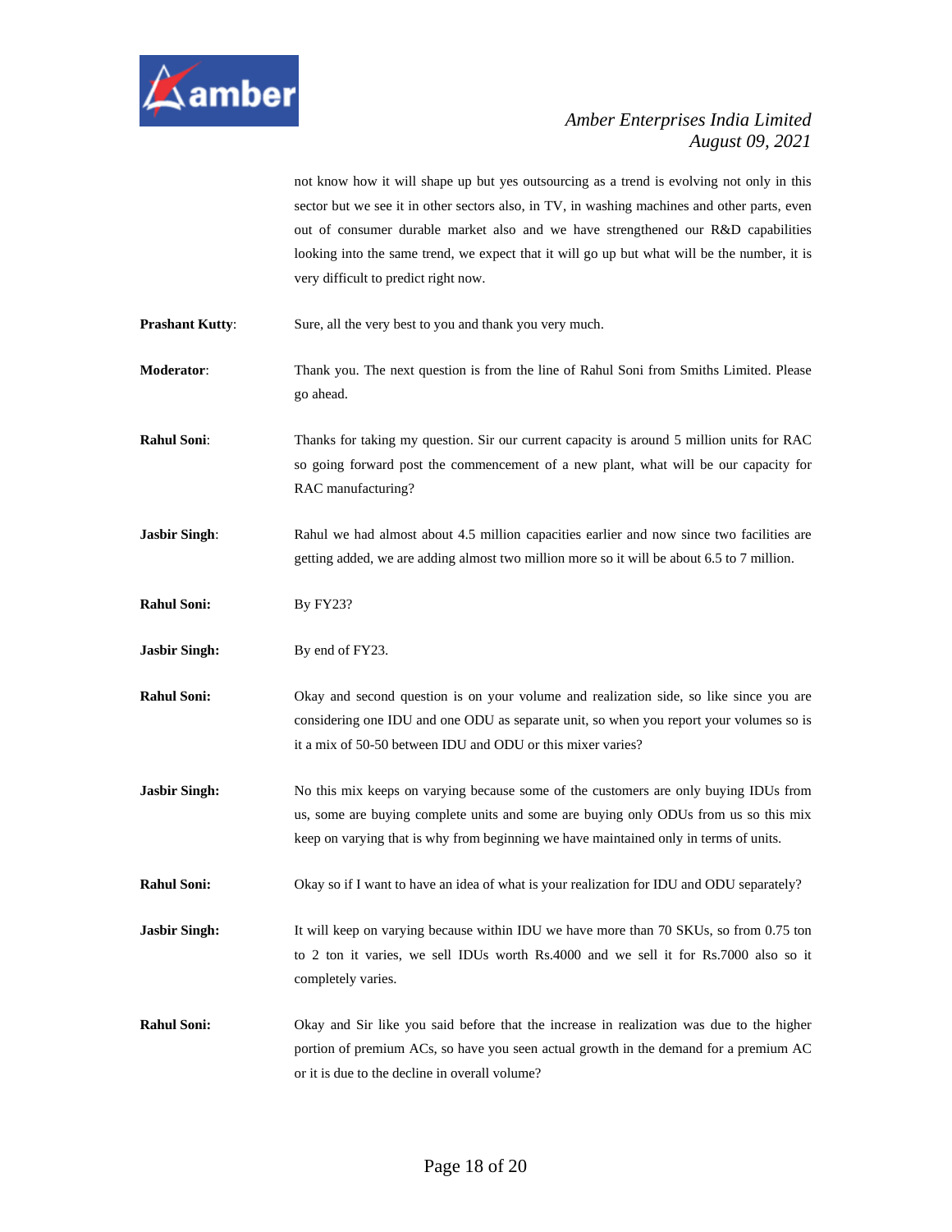not know how it will shape up but yes outsourcing as a trend is evolving not only in this sector but we see it in other sectors also, in TV, in washing machines and other parts, even out of consumer durable market also and we have strengthened our R&D capabilities looking into the same trend, we expect that it will go up but what will be the number, it is very difficult to predict right now.

**Prashant Kutty**: Sure, all the very best to you and thank you very much.

**Moderator**: Thank you. The next question is from the line of Rahul Soni from Smiths Limited. Please go ahead.

**Rahul Soni**: Thanks for taking my question. Sir our current capacity is around 5 million units for RAC so going forward post the commencement of a new plant, what will be our capacity for RAC manufacturing?

**Jasbir Singh**: Rahul we had almost about 4.5 million capacities earlier and now since two facilities are getting added, we are adding almost two million more so it will be about 6.5 to 7 million.

**Rahul Soni:** By FY23?

**Jasbir Singh:** By end of FY23.

**Rahul Soni:** Okay and second question is on your volume and realization side, so like since you are considering one IDU and one ODU as separate unit, so when you report your volumes so is it a mix of 50-50 between IDU and ODU or this mixer varies?

**Jasbir Singh:** No this mix keeps on varying because some of the customers are only buying IDUs from us, some are buying complete units and some are buying only ODUs from us so this mix keep on varying that is why from beginning we have maintained only in terms of units.

**Rahul Soni:** Okay so if I want to have an idea of what is your realization for IDU and ODU separately?

**Jasbir Singh:** It will keep on varying because within IDU we have more than 70 SKUs, so from 0.75 ton to 2 ton it varies, we sell IDUs worth Rs.4000 and we sell it for Rs.7000 also so it completely varies.

**Rahul Soni:** Okay and Sir like you said before that the increase in realization was due to the higher portion of premium ACs, so have you seen actual growth in the demand for a premium AC or it is due to the decline in overall volume?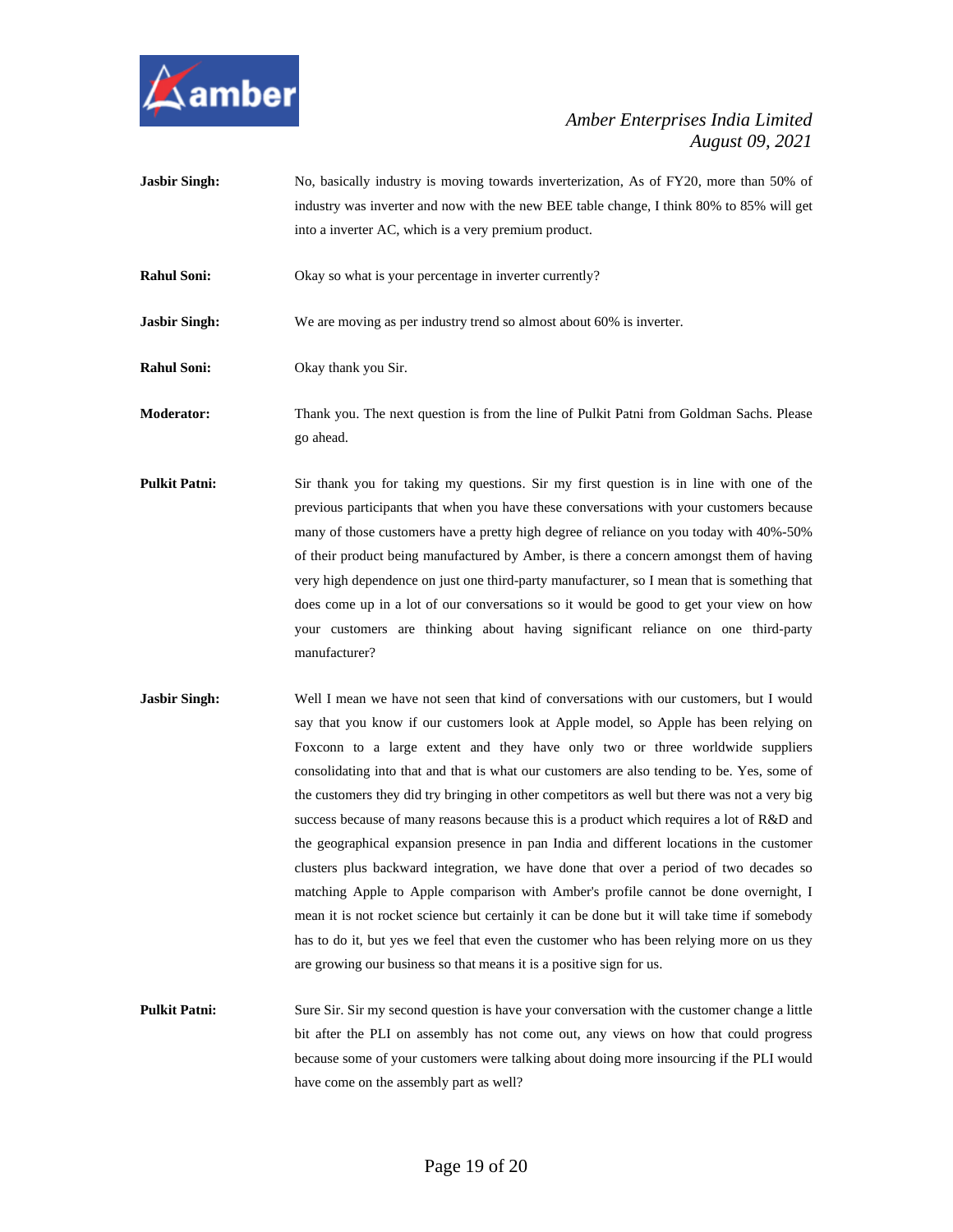**Jasbir Singh:** No, basically industry is moving towards inverterization, As of FY20, more than 50% of industry was inverter and now with the new BEE table change, I think 80% to 85% will get into a inverter AC, which is a very premium product.

**Rahul Soni:** Okay so what is your percentage in inverter currently?

**Jasbir Singh:** We are moving as per industry trend so almost about 60% is inverter.

**Rahul Soni:** Okay thank you Sir.

**Moderator:** Thank you. The next question is from the line of Pulkit Patni from Goldman Sachs. Please go ahead.

**Pulkit Patni:** Sir thank you for taking my questions. Sir my first question is in line with one of the previous participants that when you have these conversations with your customers because many of those customers have a pretty high degree of reliance on you today with 40%-50% of their product being manufactured by Amber, is there a concern amongst them of having very high dependence on just one third-party manufacturer, so I mean that is something that does come up in a lot of our conversations so it would be good to get your view on how your customers are thinking about having significant reliance on one third-party manufacturer?

**Jasbir Singh:** Well I mean we have not seen that kind of conversations with our customers, but I would say that you know if our customers look at Apple model, so Apple has been relying on Foxconn to a large extent and they have only two or three worldwide suppliers consolidating into that and that is what our customers are also tending to be. Yes, some of the customers they did try bringing in other competitors as well but there was not a very big success because of many reasons because this is a product which requires a lot of R&D and the geographical expansion presence in pan India and different locations in the customer clusters plus backward integration, we have done that over a period of two decades so matching Apple to Apple comparison with Amber's profile cannot be done overnight, I mean it is not rocket science but certainly it can be done but it will take time if somebody has to do it, but yes we feel that even the customer who has been relying more on us they are growing our business so that means it is a positive sign for us.

**Pulkit Patni:** Sure Sir. Sir my second question is have your conversation with the customer change a little bit after the PLI on assembly has not come out, any views on how that could progress because some of your customers were talking about doing more insourcing if the PLI would have come on the assembly part as well?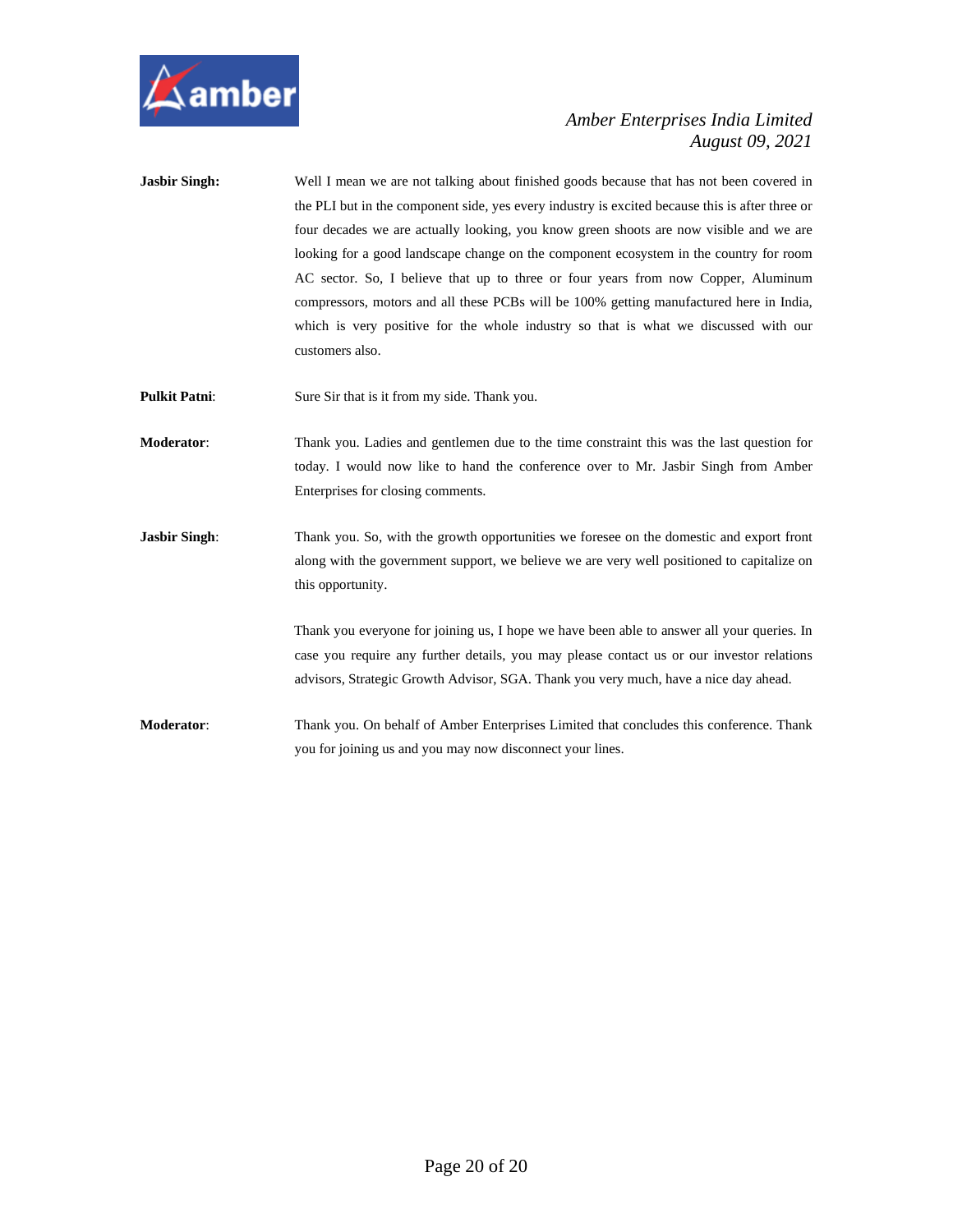**Jasbir Singh:** Well I mean we are not talking about finished goods because that has not been covered in the PLI but in the component side, yes every industry is excited because this is after three or four decades we are actually looking, you know green shoots are now visible and we are looking for a good landscape change on the component ecosystem in the country for room AC sector. So, I believe that up to three or four years from now Copper, Aluminum compressors, motors and all these PCBs will be 100% getting manufactured here in India, which is very positive for the whole industry so that is what we discussed with our customers also.

**Pulkit Patni**: Sure Sir that is it from my side. Thank you.

**Moderator**: Thank you. Ladies and gentlemen due to the time constraint this was the last question for today. I would now like to hand the conference over to Mr. Jasbir Singh from Amber Enterprises for closing comments.

**Jasbir Singh**: Thank you. So, with the growth opportunities we foresee on the domestic and export front along with the government support, we believe we are very well positioned to capitalize on this opportunity.

Thank you everyone for joining us, I hope we have been able to answer all your queries. In case you require any further details, you may please contact us or our investor relations advisors, Strategic Growth Advisor, SGA. Thank you very much, have a nice day ahead.

**Moderator**: Thank you. On behalf of Amber Enterprises Limited that concludes this conference. Thank you for joining us and you may now disconnect your lines.